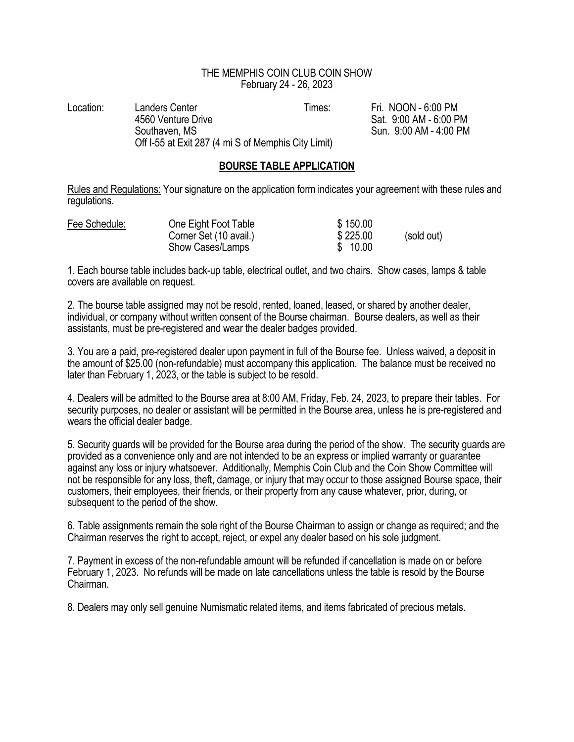# THE MEMPHIS COIN CLUB COIN SHOW

February 24 - 26, 2023

| Location: | Landers Center<br>4560 Venture Drive<br>Southaven, MS<br>Off I-55 at Exit 287 (4 mi S of Memphis City Limit) | Times: | Fri. NOON - 6:00 PM<br>Sat. 9:00 AM - 6:00 PM<br>Sun. 9:00 AM - 4:00 PM |
|---|---|---|---|

## BOURSE TABLE APPLICATION

Rules and Regulations: Your signature on the application form indicates your agreement with these rules and regulations.

| Fee Schedule: | | | |
|---|---|---|---|
| | One Eight Foot Table | $ 150.00 | |
| | Corner Set (10 avail.) | $ 225.00 | (sold out) |
| | Show Cases/Lamps | $ 10.00 | |

1. Each bourse table includes back-up table, electrical outlet, and two chairs. Show cases, lamps & table covers are available on request.

2. The bourse table assigned may not be resold, rented, loaned, leased, or shared by another dealer, individual, or company without written consent of the Bourse chairman. Bourse dealers, as well as their assistants, must be pre-registered and wear the dealer badges provided.

3. You are a paid, pre-registered dealer upon payment in full of the Bourse fee. Unless waived, a deposit in the amount of $25.00 (non-refundable) must accompany this application. The balance must be received no later than February 1, 2023, or the table is subject to be resold.

4. Dealers will be admitted to the Bourse area at 8:00 AM, Friday, Feb. 24, 2023, to prepare their tables. For security purposes, no dealer or assistant will be permitted in the Bourse area, unless he is pre-registered and wears the official dealer badge.

5. Security guards will be provided for the Bourse area during the period of the show. The security guards are provided as a convenience only and are not intended to be an express or implied warranty or guarantee against any loss or injury whatsoever. Additionally, Memphis Coin Club and the Coin Show Committee will not be responsible for any loss, theft, damage, or injury that may occur to those assigned Bourse space, their customers, their employees, their friends, or their property from any cause whatever, prior, during, or subsequent to the period of the show.

6. Table assignments remain the sole right of the Bourse Chairman to assign or change as required; and the Chairman reserves the right to accept, reject, or expel any dealer based on his sole judgment.

7. Payment in excess of the non-refundable amount will be refunded if cancellation is made on or before February 1, 2023. No refunds will be made on late cancellations unless the table is resold by the Bourse Chairman.

8. Dealers may only sell genuine Numismatic related items, and items fabricated of precious metals.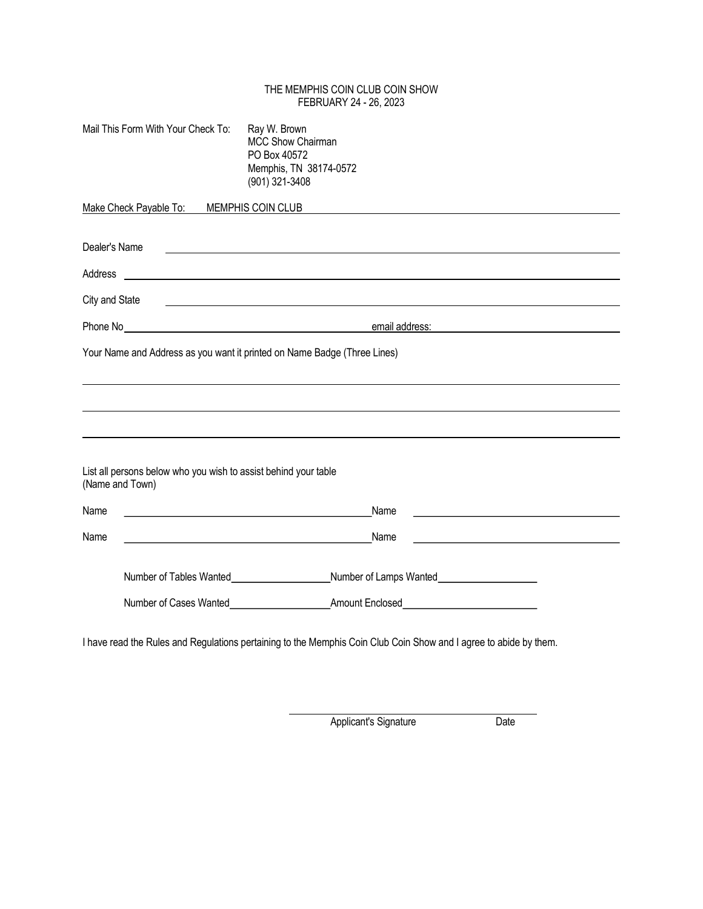# THE MEMPHIS COIN CLUB COIN SHOW
FEBRUARY 24 - 26, 2023

Mail This Form With Your Check To:

Ray W. Brown
MCC Show Chairman
PO Box 40572
Memphis, TN 38174-0572
(901) 321-3408

Make Check Payable To: MEMPHIS COIN CLUB

Dealer's Name ____________________

Address ____________________

City and State ____________________

Phone No ____________________ email address: ____________________

Your Name and Address as you want it printed on Name Badge (Three Lines)

____________________

____________________

____________________

List all persons below who you wish to assist behind your table
(Name and Town)

Name ____________________ Name ____________________

Name ____________________ Name ____________________

Number of Tables Wanted ____________________ Number of Lamps Wanted ____________________

Number of Cases Wanted ____________________ Amount Enclosed ____________________

I have read the Rules and Regulations pertaining to the Memphis Coin Club Coin Show and I agree to abide by them.

____________________

Applicant's Signature Date